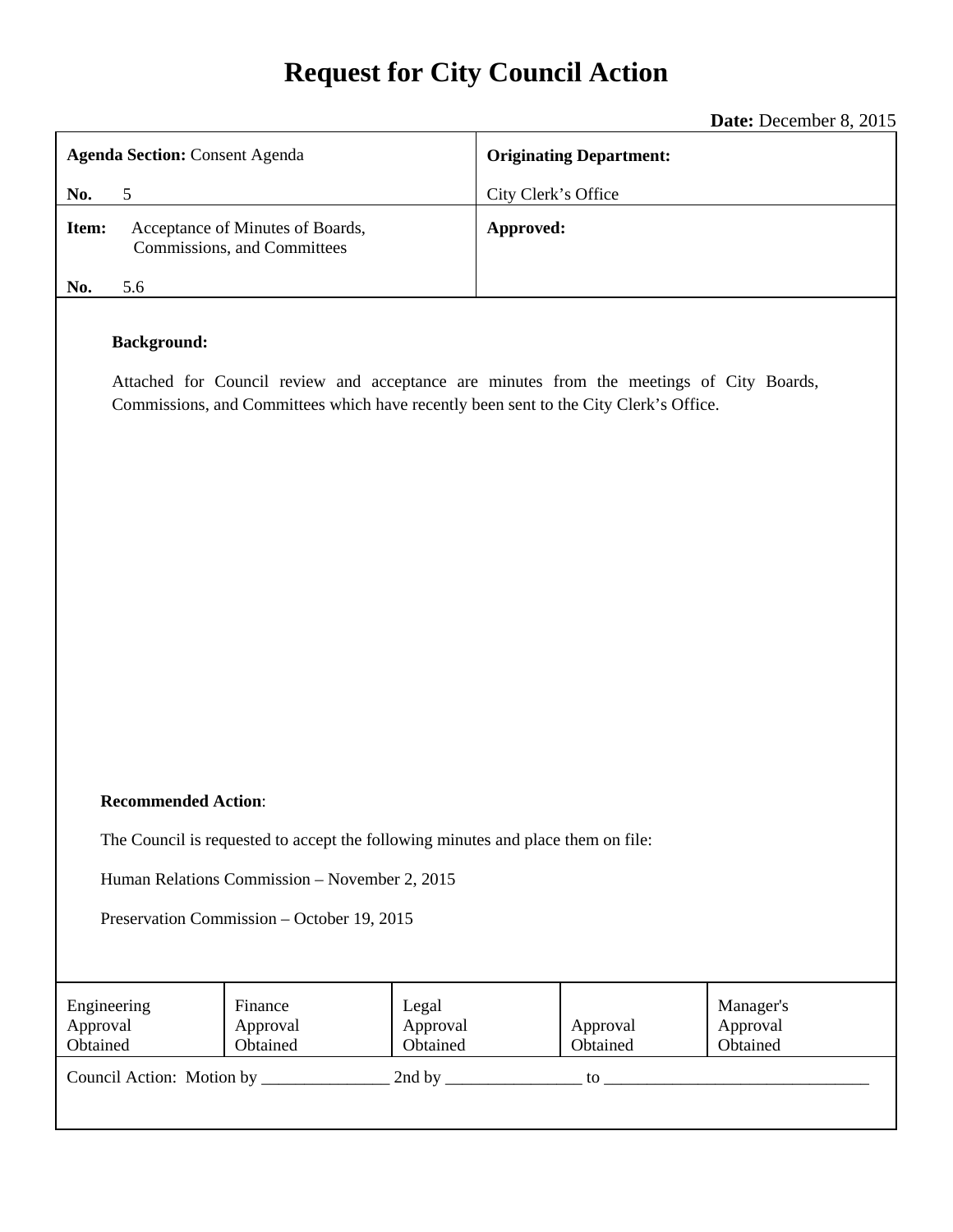# Request for City Council Action

**Date:** December 8, 2015

| **Agenda Section:** Consent Agenda<br><br>**No.** 5 | **Originating Department:**<br><br>City Clerk's Office |
|---|---|
| **Item:** Acceptance of Minutes of Boards, Commissions, and Committees<br><br>**No.** 5.6 | **Approved:** |

**Background:**

Attached for Council review and acceptance are minutes from the meetings of City Boards, Commissions, and Committees which have recently been sent to the City Clerk's Office.

**Recommended Action**:

The Council is requested to accept the following minutes and place them on file:

Human Relations Commission – November 2, 2015

Preservation Commission – October 19, 2015

| Engineering Approval Obtained | Finance Approval Obtained | Legal Approval Obtained | Approval Obtained | Manager's Approval Obtained |
|---|---|---|---|---|

Council Action: Motion by _______________ 2nd by ________________ to ________________________________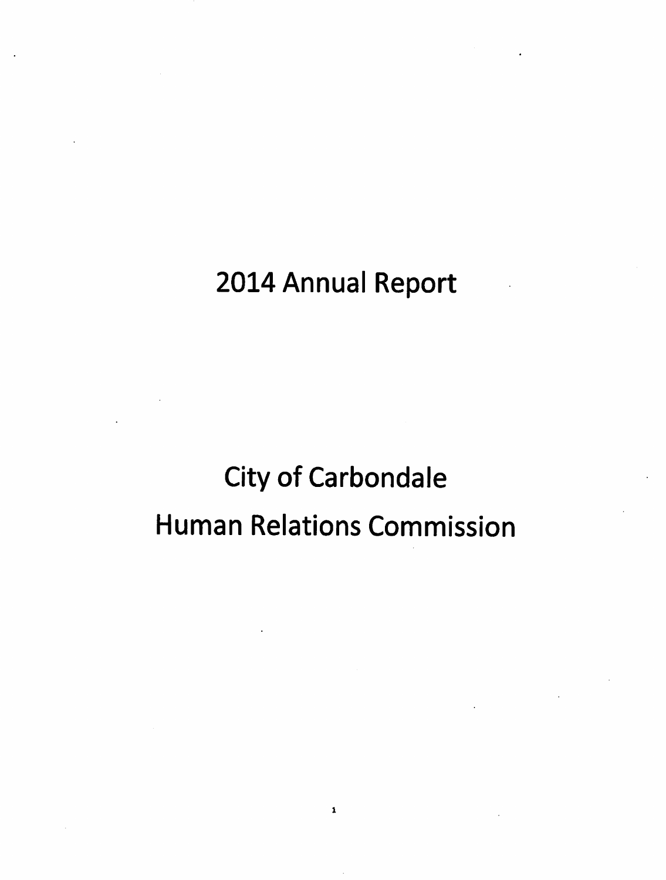# 2014 Annual Report

# City of Carbondale
# Human Relations Commission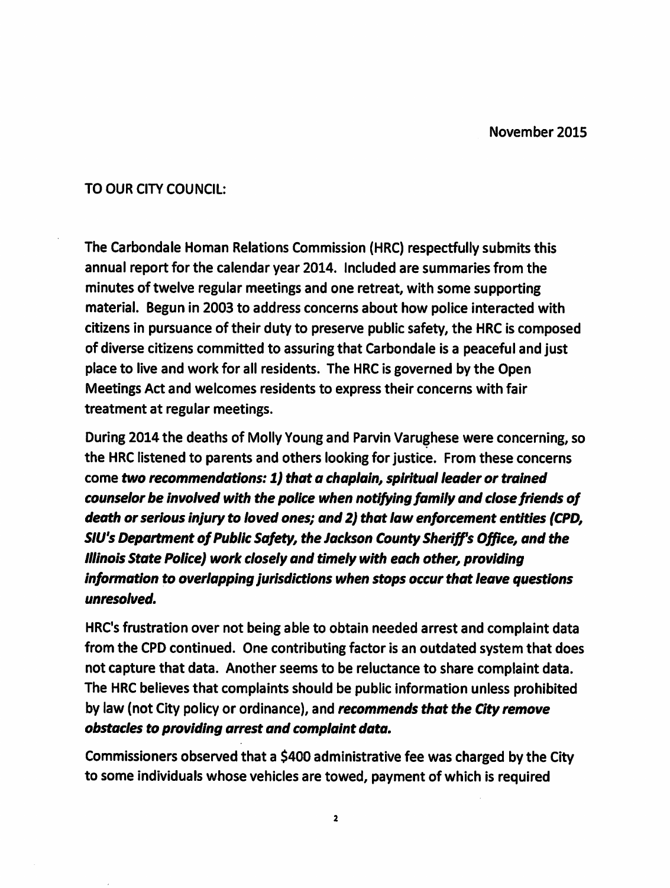November 2015

TO OUR CITY COUNCIL:

The Carbondale Homan Relations Commission (HRC) respectfully submits this annual report for the calendar year 2014. Included are summaries from the minutes of twelve regular meetings and one retreat, with some supporting material. Begun in 2003 to address concerns about how police interacted with citizens in pursuance of their duty to preserve public safety, the HRC is composed of diverse citizens committed to assuring that Carbondale is a peaceful and just place to live and work for all residents. The HRC is governed by the Open Meetings Act and welcomes residents to express their concerns with fair treatment at regular meetings.

During 2014 the deaths of Molly Young and Parvin Varughese were concerning, so the HRC listened to parents and others looking for justice. From these concerns come ***two recommendations: 1) that a chaplain, spiritual leader or trained counselor be involved with the police when notifying family and close friends of death or serious injury to loved ones; and 2) that law enforcement entities (CPD, SIU's Department of Public Safety, the Jackson County Sheriff's Office, and the Illinois State Police) work closely and timely with each other, providing information to overlapping jurisdictions when stops occur that leave questions unresolved.***

HRC's frustration over not being able to obtain needed arrest and complaint data from the CPD continued. One contributing factor is an outdated system that does not capture that data. Another seems to be reluctance to share complaint data. The HRC believes that complaints should be public information unless prohibited by law (not City policy or ordinance), and ***recommends that the City remove obstacles to providing arrest and complaint data.***

Commissioners observed that a $400 administrative fee was charged by the City to some individuals whose vehicles are towed, payment of which is required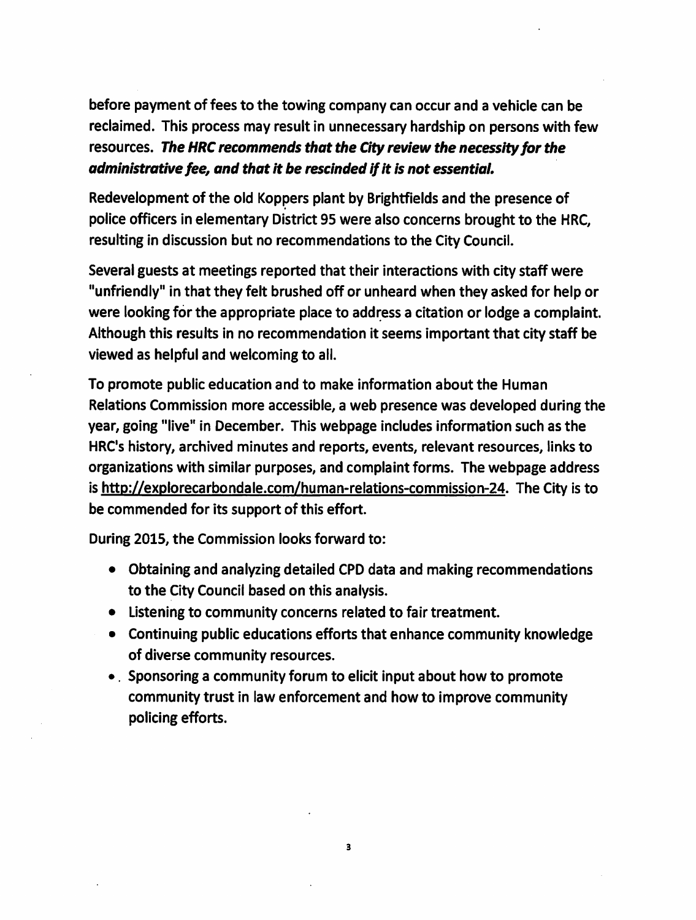before payment of fees to the towing company can occur and a vehicle can be reclaimed. This process may result in unnecessary hardship on persons with few resources. ***The HRC recommends that the City review the necessity for the administrative fee, and that it be rescinded if it is not essential.***

Redevelopment of the old Koppers plant by Brightfields and the presence of police officers in elementary District 95 were also concerns brought to the HRC, resulting in discussion but no recommendations to the City Council.

Several guests at meetings reported that their interactions with city staff were "unfriendly" in that they felt brushed off or unheard when they asked for help or were looking for the appropriate place to address a citation or lodge a complaint. Although this results in no recommendation it seems important that city staff be viewed as helpful and welcoming to all.

To promote public education and to make information about the Human Relations Commission more accessible, a web presence was developed during the year, going "live" in December. This webpage includes information such as the HRC's history, archived minutes and reports, events, relevant resources, links to organizations with similar purposes, and complaint forms. The webpage address is http://explorecarbondale.com/human-relations-commission-24. The City is to be commended for its support of this effort.

During 2015, the Commission looks forward to:

- Obtaining and analyzing detailed CPD data and making recommendations to the City Council based on this analysis.
- Listening to community concerns related to fair treatment.
- Continuing public educations efforts that enhance community knowledge of diverse community resources.
- Sponsoring a community forum to elicit input about how to promote community trust in law enforcement and how to improve community policing efforts.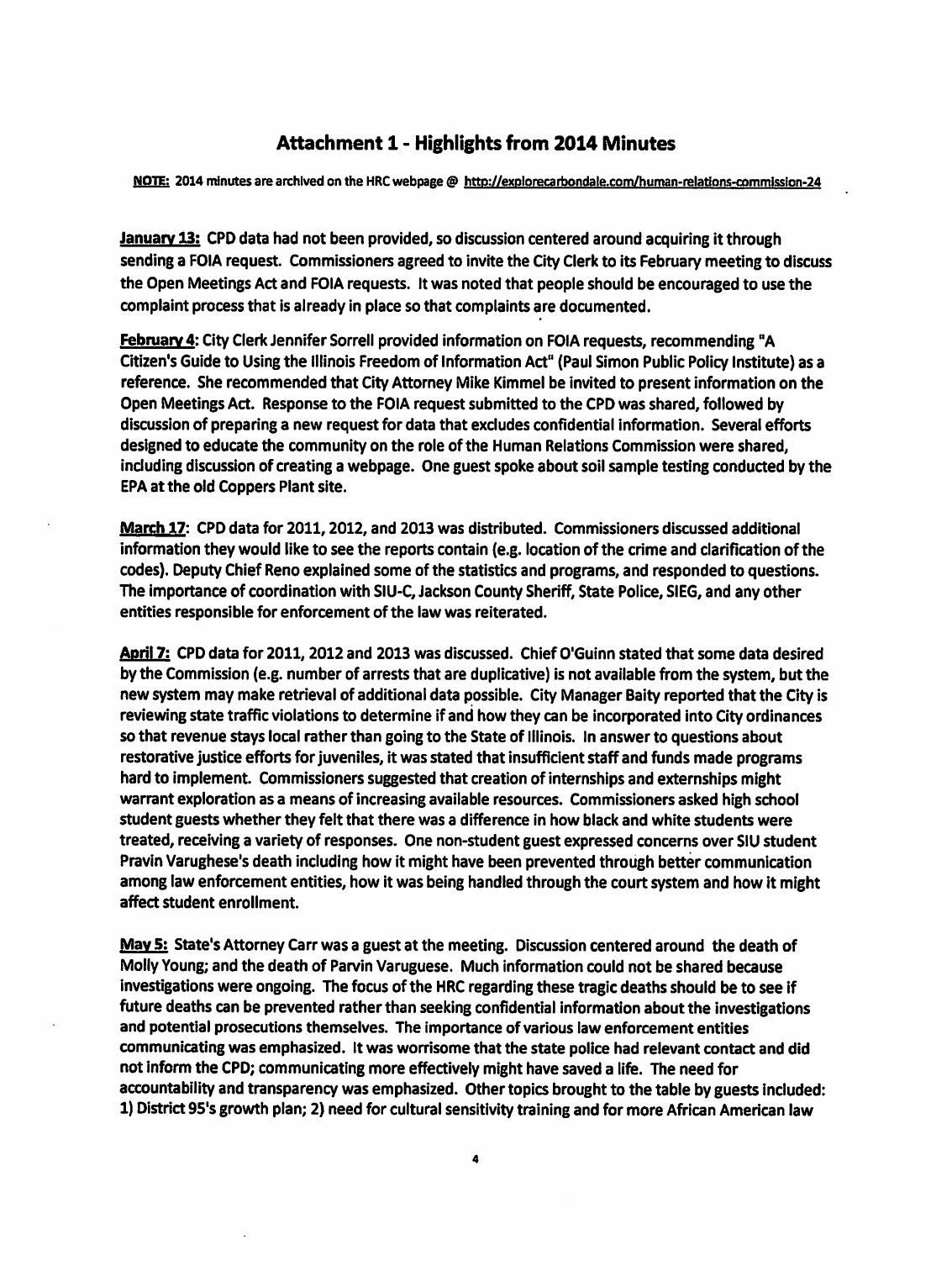## Attachment 1 - Highlights from 2014 Minutes

**NOTE:** 2014 minutes are archived on the HRC webpage @ http://explorecarbondale.com/human-relations-commission-24

**January 13:** CPD data had not been provided, so discussion centered around acquiring it through sending a FOIA request. Commissioners agreed to invite the City Clerk to its February meeting to discuss the Open Meetings Act and FOIA requests. It was noted that people should be encouraged to use the complaint process that is already in place so that complaints are documented.

**February 4:** City Clerk Jennifer Sorrell provided information on FOIA requests, recommending "A Citizen's Guide to Using the Illinois Freedom of Information Act" (Paul Simon Public Policy Institute) as a reference. She recommended that City Attorney Mike Kimmel be invited to present information on the Open Meetings Act. Response to the FOIA request submitted to the CPD was shared, followed by discussion of preparing a new request for data that excludes confidential information. Several efforts designed to educate the community on the role of the Human Relations Commission were shared, including discussion of creating a webpage. One guest spoke about soil sample testing conducted by the EPA at the old Coppers Plant site.

**March 17:** CPD data for 2011, 2012, and 2013 was distributed. Commissioners discussed additional information they would like to see the reports contain (e.g. location of the crime and clarification of the codes). Deputy Chief Reno explained some of the statistics and programs, and responded to questions. The importance of coordination with SIU-C, Jackson County Sheriff, State Police, SIEG, and any other entities responsible for enforcement of the law was reiterated.

**April 7:** CPD data for 2011, 2012 and 2013 was discussed. Chief O'Guinn stated that some data desired by the Commission (e.g. number of arrests that are duplicative) is not available from the system, but the new system may make retrieval of additional data possible. City Manager Baity reported that the City is reviewing state traffic violations to determine if and how they can be incorporated into City ordinances so that revenue stays local rather than going to the State of Illinois. In answer to questions about restorative justice efforts for juveniles, it was stated that insufficient staff and funds made programs hard to implement. Commissioners suggested that creation of internships and externships might warrant exploration as a means of increasing available resources. Commissioners asked high school student guests whether they felt that there was a difference in how black and white students were treated, receiving a variety of responses. One non-student guest expressed concerns over SIU student Pravin Varughese's death including how it might have been prevented through better communication among law enforcement entities, how it was being handled through the court system and how it might affect student enrollment.

**May 5:** State's Attorney Carr was a guest at the meeting. Discussion centered around the death of Molly Young; and the death of Parvin Varuguese. Much information could not be shared because investigations were ongoing. The focus of the HRC regarding these tragic deaths should be to see if future deaths can be prevented rather than seeking confidential information about the investigations and potential prosecutions themselves. The importance of various law enforcement entities communicating was emphasized. It was worrisome that the state police had relevant contact and did not inform the CPD; communicating more effectively might have saved a life. The need for accountability and transparency was emphasized. Other topics brought to the table by guests included: 1) District 95's growth plan; 2) need for cultural sensitivity training and for more African American law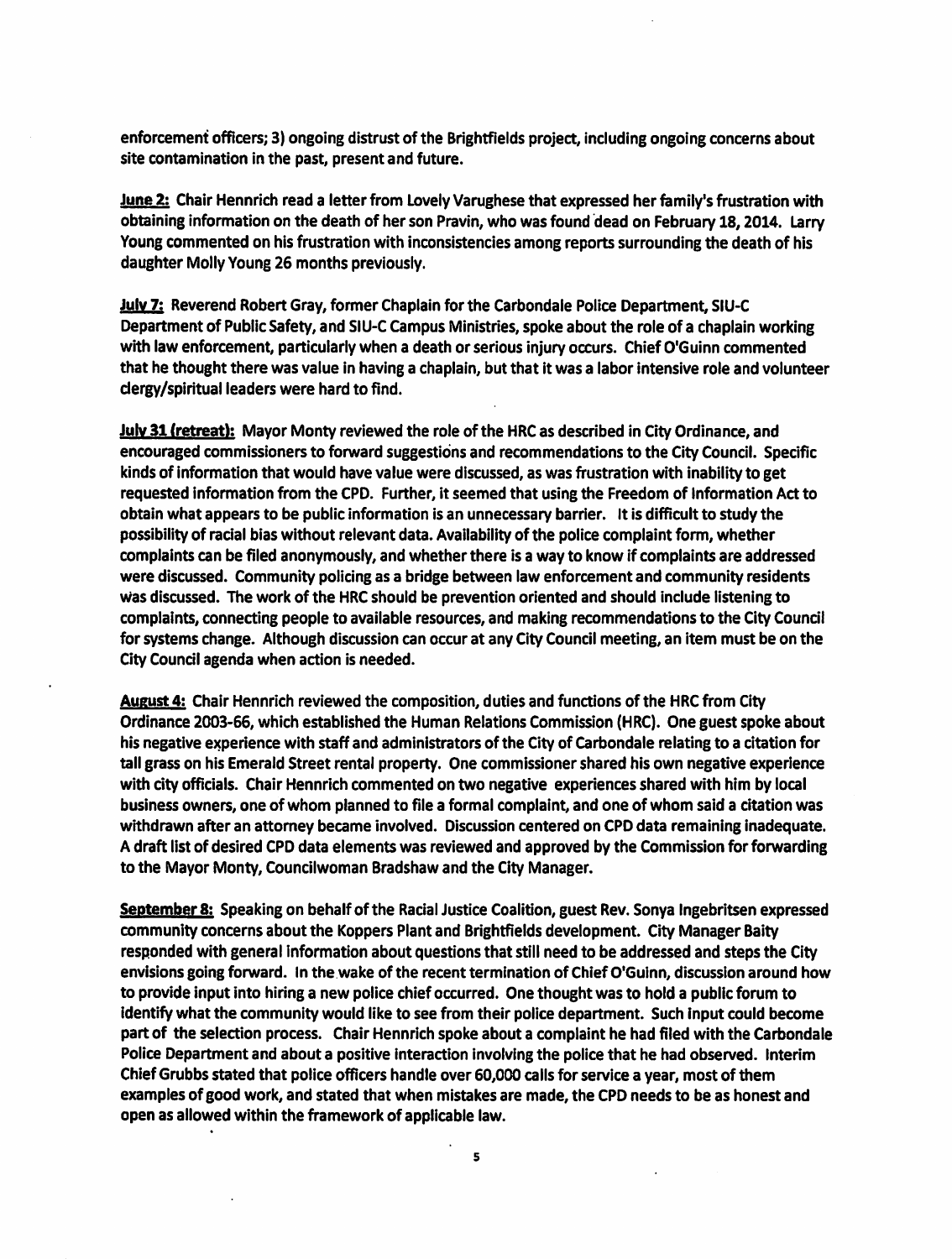enforcement officers; 3) ongoing distrust of the Brightfields project, including ongoing concerns about site contamination in the past, present and future.

**June 2:** Chair Hennrich read a letter from Lovely Varughese that expressed her family's frustration with obtaining information on the death of her son Pravin, who was found dead on February 18, 2014. Larry Young commented on his frustration with inconsistencies among reports surrounding the death of his daughter Molly Young 26 months previously.

**July 7:** Reverend Robert Gray, former Chaplain for the Carbondale Police Department, SIU-C Department of Public Safety, and SIU-C Campus Ministries, spoke about the role of a chaplain working with law enforcement, particularly when a death or serious injury occurs. Chief O'Guinn commented that he thought there was value in having a chaplain, but that it was a labor intensive role and volunteer clergy/spiritual leaders were hard to find.

**July 31 (retreat):** Mayor Monty reviewed the role of the HRC as described in City Ordinance, and encouraged commissioners to forward suggestions and recommendations to the City Council. Specific kinds of information that would have value were discussed, as was frustration with inability to get requested information from the CPD. Further, it seemed that using the Freedom of Information Act to obtain what appears to be public information is an unnecessary barrier. It is difficult to study the possibility of racial bias without relevant data. Availability of the police complaint form, whether complaints can be filed anonymously, and whether there is a way to know if complaints are addressed were discussed. Community policing as a bridge between law enforcement and community residents was discussed. The work of the HRC should be prevention oriented and should include listening to complaints, connecting people to available resources, and making recommendations to the City Council for systems change. Although discussion can occur at any City Council meeting, an item must be on the City Council agenda when action is needed.

**August 4:** Chair Hennrich reviewed the composition, duties and functions of the HRC from City Ordinance 2003-66, which established the Human Relations Commission (HRC). One guest spoke about his negative experience with staff and administrators of the City of Carbondale relating to a citation for tall grass on his Emerald Street rental property. One commissioner shared his own negative experience with city officials. Chair Hennrich commented on two negative experiences shared with him by local business owners, one of whom planned to file a formal complaint, and one of whom said a citation was withdrawn after an attorney became involved. Discussion centered on CPD data remaining inadequate. A draft list of desired CPD data elements was reviewed and approved by the Commission for forwarding to the Mayor Monty, Councilwoman Bradshaw and the City Manager.

**September 8:** Speaking on behalf of the Racial Justice Coalition, guest Rev. Sonya Ingebritsen expressed community concerns about the Koppers Plant and Brightfields development. City Manager Baity responded with general information about questions that still need to be addressed and steps the City envisions going forward. In the wake of the recent termination of Chief O'Guinn, discussion around how to provide input into hiring a new police chief occurred. One thought was to hold a public forum to identify what the community would like to see from their police department. Such input could become part of the selection process. Chair Hennrich spoke about a complaint he had filed with the Carbondale Police Department and about a positive interaction involving the police that he had observed. Interim Chief Grubbs stated that police officers handle over 60,000 calls for service a year, most of them examples of good work, and stated that when mistakes are made, the CPD needs to be as honest and open as allowed within the framework of applicable law.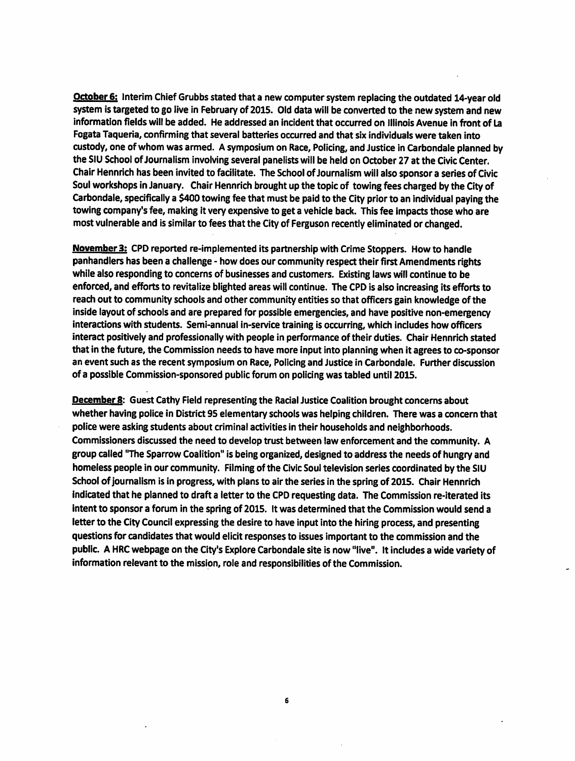**October 6:** Interim Chief Grubbs stated that a new computer system replacing the outdated 14-year old system is targeted to go live in February of 2015. Old data will be converted to the new system and new information fields will be added. He addressed an incident that occurred on Illinois Avenue in front of La Fogata Taqueria, confirming that several batteries occurred and that six individuals were taken into custody, one of whom was armed. A symposium on Race, Policing, and Justice in Carbondale planned by the SIU School of Journalism involving several panelists will be held on October 27 at the Civic Center. Chair Hennrich has been invited to facilitate. The School of Journalism will also sponsor a series of Civic Soul workshops in January. Chair Hennrich brought up the topic of towing fees charged by the City of Carbondale, specifically a $400 towing fee that must be paid to the City prior to an individual paying the towing company's fee, making it very expensive to get a vehicle back. This fee impacts those who are most vulnerable and is similar to fees that the City of Ferguson recently eliminated or changed.

**November 3:** CPD reported re-implemented its partnership with Crime Stoppers. How to handle panhandlers has been a challenge - how does our community respect their first Amendments rights while also responding to concerns of businesses and customers. Existing laws will continue to be enforced, and efforts to revitalize blighted areas will continue. The CPD is also increasing its efforts to reach out to community schools and other community entities so that officers gain knowledge of the inside layout of schools and are prepared for possible emergencies, and have positive non-emergency interactions with students. Semi-annual in-service training is occurring, which includes how officers interact positively and professionally with people in performance of their duties. Chair Hennrich stated that in the future, the Commission needs to have more input into planning when it agrees to co-sponsor an event such as the recent symposium on Race, Policing and Justice in Carbondale. Further discussion of a possible Commission-sponsored public forum on policing was tabled until 2015.

**December 8:** Guest Cathy Field representing the Racial Justice Coalition brought concerns about whether having police in District 95 elementary schools was helping children. There was a concern that police were asking students about criminal activities in their households and neighborhoods. Commissioners discussed the need to develop trust between law enforcement and the community. A group called "The Sparrow Coalition" is being organized, designed to address the needs of hungry and homeless people in our community. Filming of the Civic Soul television series coordinated by the SIU School of journalism is in progress, with plans to air the series in the spring of 2015. Chair Hennrich indicated that he planned to draft a letter to the CPD requesting data. The Commission re-iterated its intent to sponsor a forum in the spring of 2015. It was determined that the Commission would send a letter to the City Council expressing the desire to have input into the hiring process, and presenting questions for candidates that would elicit responses to issues important to the commission and the public. A HRC webpage on the City's Explore Carbondale site is now "live". It includes a wide variety of information relevant to the mission, role and responsibilities of the Commission.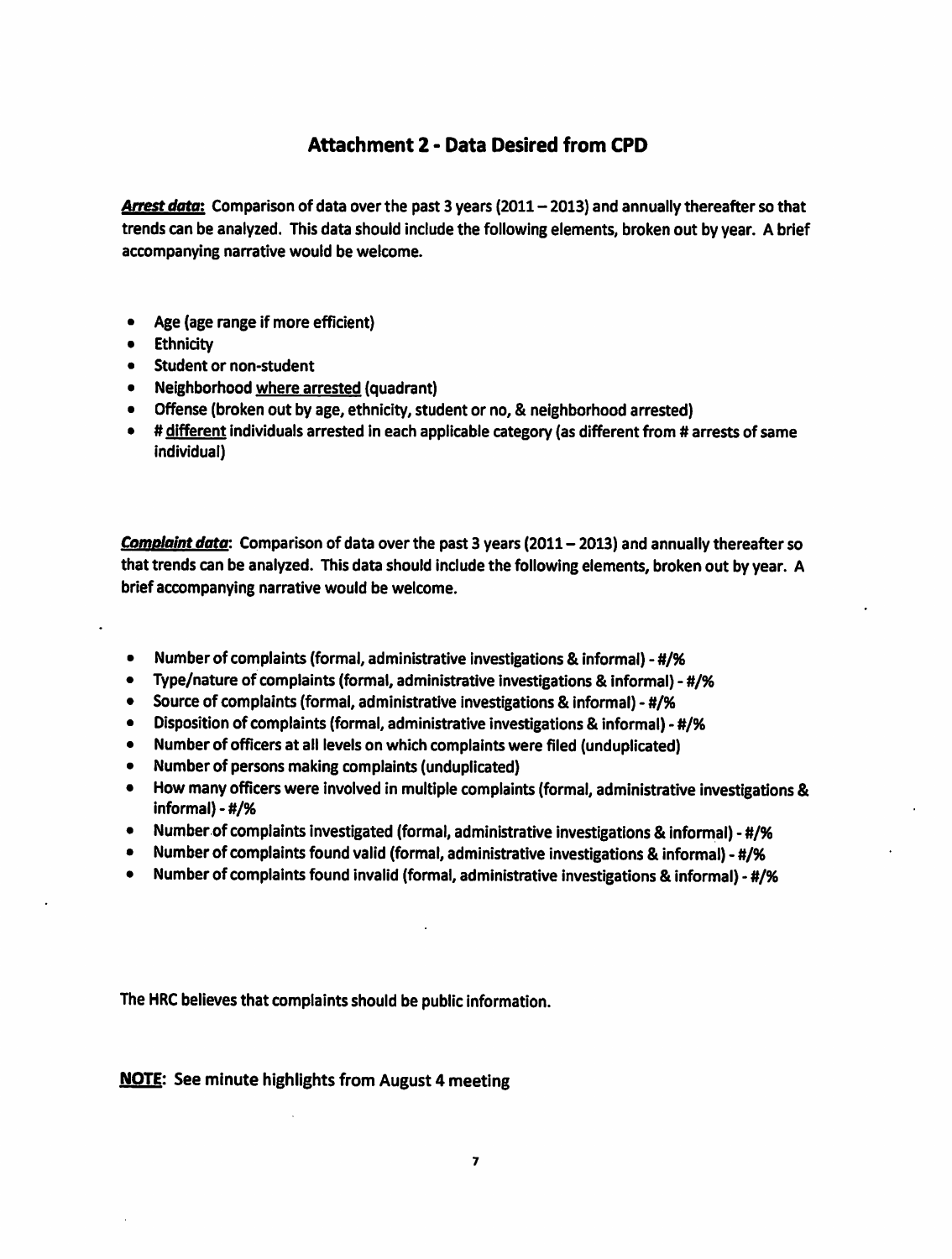## Attachment 2 - Data Desired from CPD

***Arrest data***: Comparison of data over the past 3 years (2011 – 2013) and annually thereafter so that trends can be analyzed. This data should include the following elements, broken out by year. A brief accompanying narrative would be welcome.

- Age (age range if more efficient)
- Ethnicity
- Student or non-student
- Neighborhood where arrested (quadrant)
- Offense (broken out by age, ethnicity, student or no, & neighborhood arrested)
- # different individuals arrested in each applicable category (as different from # arrests of same individual)

***Complaint data***: Comparison of data over the past 3 years (2011 – 2013) and annually thereafter so that trends can be analyzed. This data should include the following elements, broken out by year. A brief accompanying narrative would be welcome.

- Number of complaints (formal, administrative investigations & informal) - #/%
- Type/nature of complaints (formal, administrative investigations & informal) - #/%
- Source of complaints (formal, administrative investigations & informal) - #/%
- Disposition of complaints (formal, administrative investigations & informal) - #/%
- Number of officers at all levels on which complaints were filed (unduplicated)
- Number of persons making complaints (unduplicated)
- How many officers were involved in multiple complaints (formal, administrative investigations & informal) - #/%
- Number of complaints investigated (formal, administrative investigations & informal) - #/%
- Number of complaints found valid (formal, administrative investigations & informal) - #/%
- Number of complaints found invalid (formal, administrative investigations & informal) - #/%

The HRC believes that complaints should be public information.

**NOTE**: See minute highlights from August 4 meeting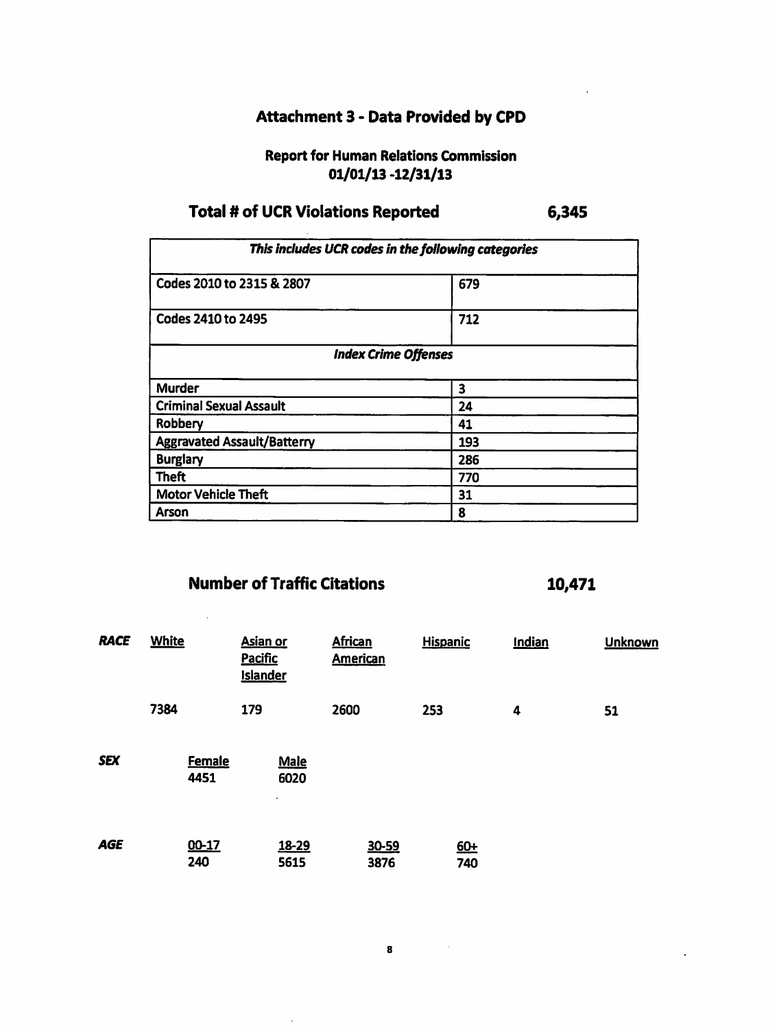# Attachment 3 - Data Provided by CPD

## Report for Human Relations Commission
## 01/01/13 -12/31/13

## Total # of UCR Violations Reported 6,345

| *This includes UCR codes in the following categories* | |
|---|---|
| Codes 2010 to 2315 & 2807 | 679 |
| Codes 2410 to 2495 | 712 |
| ***Index Crime Offenses*** | |
| **Murder** | **3** |
| **Criminal Sexual Assault** | **24** |
| **Robbery** | **41** |
| **Aggravated Assault/Battery** | **193** |
| **Burglary** | **286** |
| **Theft** | **770** |
| **Motor Vehicle Theft** | **31** |
| **Arson** | **8** |

## Number of Traffic Citations 10,471

| ***RACE*** | White | Asian or Pacific Islander | African American | Hispanic | Indian | Unknown |
|---|---|---|---|---|---|---|
| | 7384 | 179 | 2600 | 253 | 4 | 51 |

| ***SEX*** | Female | Male |
|---|---|---|
| | 4451 | 6020 |

| ***AGE*** | 00-17 | 18-29 | 30-59 | 60+ |
|---|---|---|---|---|
| | 240 | 5615 | 3876 | 740 |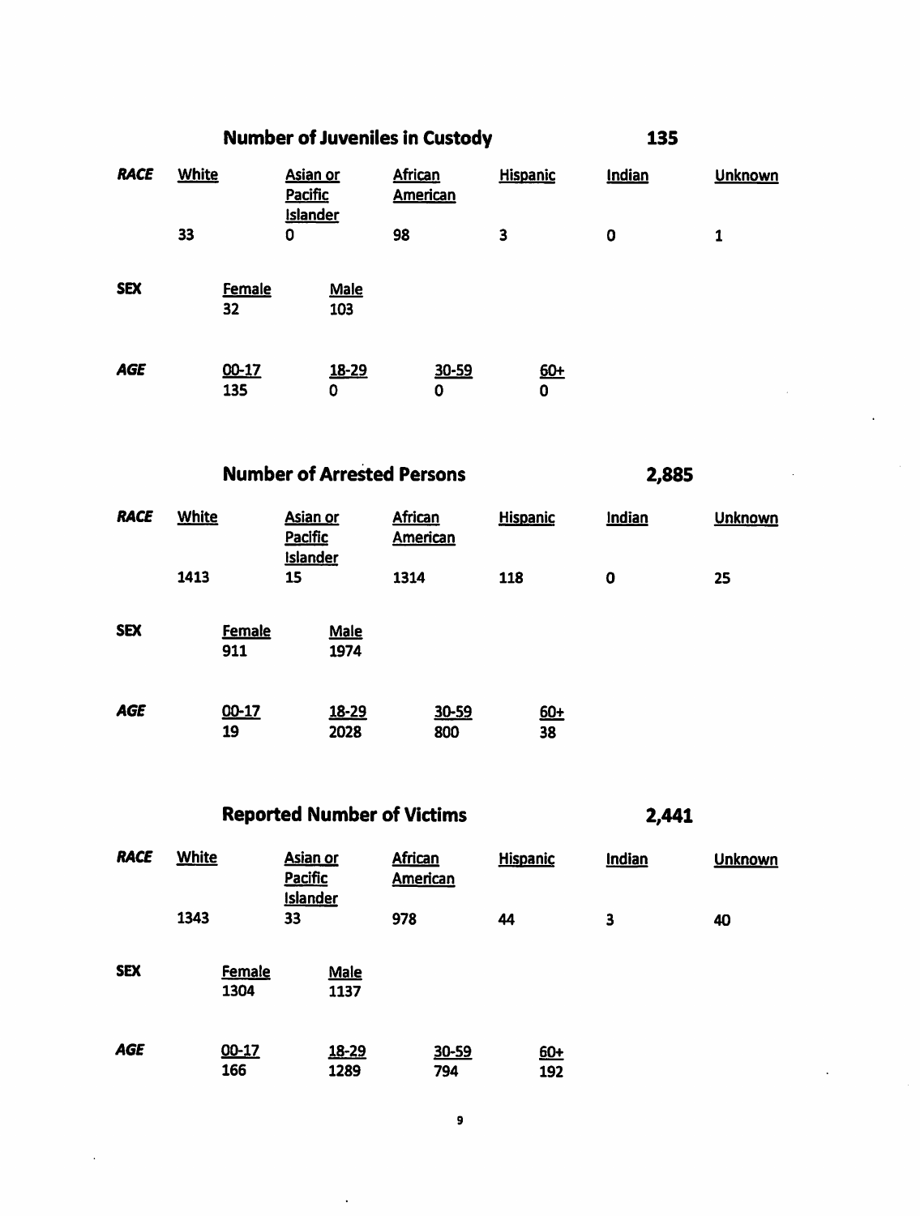## Number of Juveniles in Custody 135

| RACE | White | Asian or Pacific Islander | African American | Hispanic | Indian | Unknown |
|---|---|---|---|---|---|---|
| | 33 | 0 | 98 | 3 | 0 | 1 |

| SEX | Female | Male |
|---|---|---|
| | 32 | 103 |

| AGE | 00-17 | 18-29 | 30-59 | 60+ |
|---|---|---|---|---|
| | 135 | 0 | 0 | 0 |

## Number of Arrested Persons 2,885

| RACE | White | Asian or Pacific Islander | African American | Hispanic | Indian | Unknown |
|---|---|---|---|---|---|---|
| | 1413 | 15 | 1314 | 118 | 0 | 25 |

| SEX | Female | Male |
|---|---|---|
| | 911 | 1974 |

| AGE | 00-17 | 18-29 | 30-59 | 60+ |
|---|---|---|---|---|
| | 19 | 2028 | 800 | 38 |

## Reported Number of Victims 2,441

| RACE | White | Asian or Pacific Islander | African American | Hispanic | Indian | Unknown |
|---|---|---|---|---|---|---|
| | 1343 | 33 | 978 | 44 | 3 | 40 |

| SEX | Female | Male |
|---|---|---|
| | 1304 | 1137 |

| AGE | 00-17 | 18-29 | 30-59 | 60+ |
|---|---|---|---|---|
| | 166 | 1289 | 794 | 192 |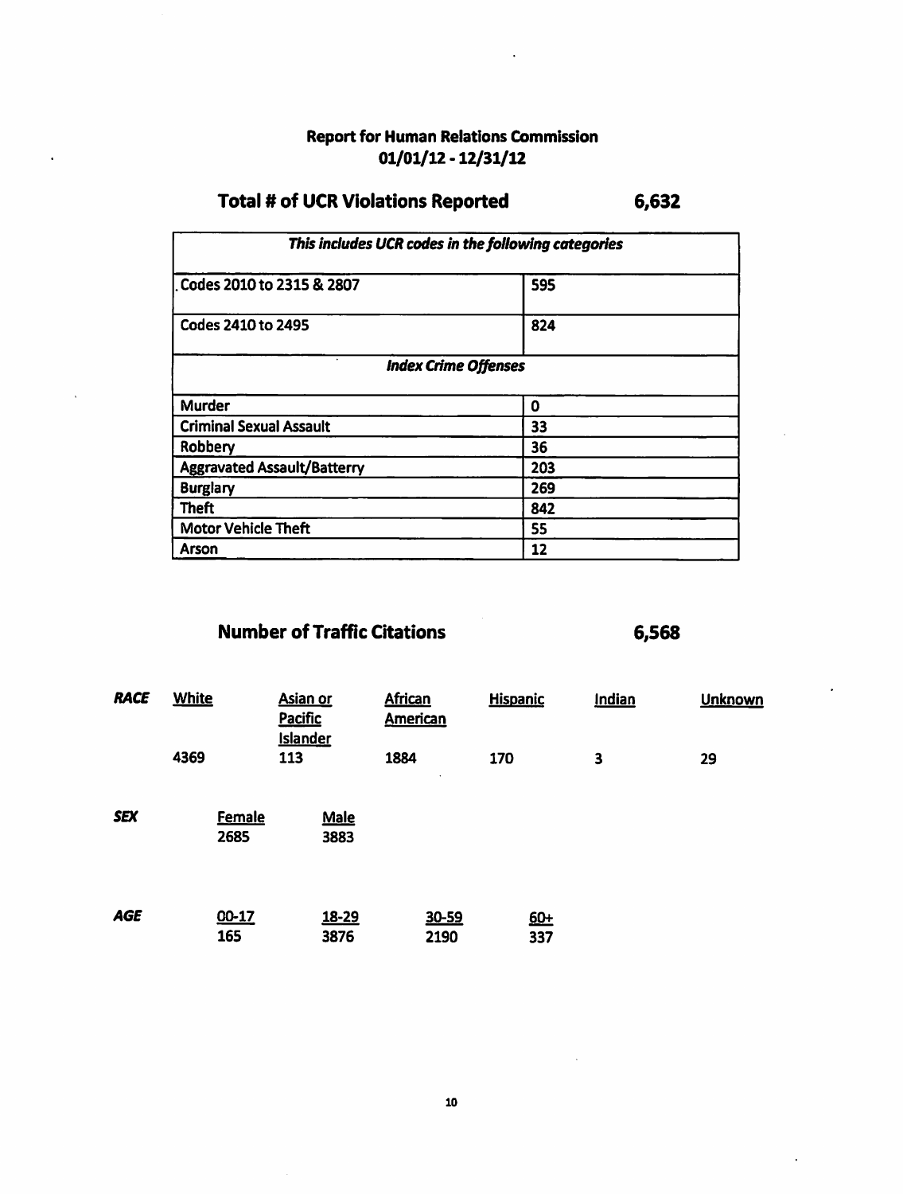**Report for Human Relations Commission**
**01/01/12 - 12/31/12**

## Total # of UCR Violations Reported 6,632

| *This includes UCR codes in the following categories* | |
|---|---|
| Codes 2010 to 2315 & 2807 | 595 |
| Codes 2410 to 2495 | 824 |
| ***Index Crime Offenses*** | |
| **Murder** | **0** |
| **Criminal Sexual Assault** | **33** |
| **Robbery** | **36** |
| **Aggravated Assault/Battery** | **203** |
| **Burglary** | **269** |
| **Theft** | **842** |
| **Motor Vehicle Theft** | **55** |
| **Arson** | **12** |

## Number of Traffic Citations 6,568

| ***RACE*** | White | Asian or Pacific Islander | African American | Hispanic | Indian | Unknown |
|---|---|---|---|---|---|---|
| | 4369 | 113 | 1884 | 170 | 3 | 29 |

| ***SEX*** | Female | Male |
|---|---|---|
| | 2685 | 3883 |

| ***AGE*** | 00-17 | 18-29 | 30-59 | 60+ |
|---|---|---|---|---|
| | 165 | 3876 | 2190 | 337 |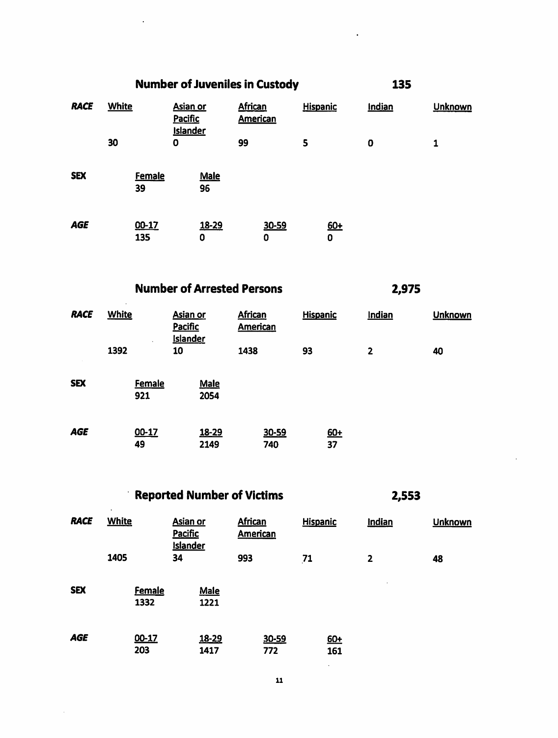## Number of Juveniles in Custody 135

| RACE | White | Asian or Pacific Islander | African American | Hispanic | Indian | Unknown |
|---|---|---|---|---|---|---|
| | 30 | 0 | 99 | 5 | 0 | 1 |

| SEX | Female | Male |
|---|---|---|
| | 39 | 96 |

| AGE | 00-17 | 18-29 | 30-59 | 60+ |
|---|---|---|---|---|
| | 135 | 0 | 0 | 0 |

## Number of Arrested Persons 2,975

| RACE | White | Asian or Pacific Islander | African American | Hispanic | Indian | Unknown |
|---|---|---|---|---|---|---|
| | 1392 | 10 | 1438 | 93 | 2 | 40 |

| SEX | Female | Male |
|---|---|---|
| | 921 | 2054 |

| AGE | 00-17 | 18-29 | 30-59 | 60+ |
|---|---|---|---|---|
| | 49 | 2149 | 740 | 37 |

## Reported Number of Victims 2,553

| RACE | White | Asian or Pacific Islander | African American | Hispanic | Indian | Unknown |
|---|---|---|---|---|---|---|
| | 1405 | 34 | 993 | 71 | 2 | 48 |

| SEX | Female | Male |
|---|---|---|
| | 1332 | 1221 |

| AGE | 00-17 | 18-29 | 30-59 | 60+ |
|---|---|---|---|---|
| | 203 | 1417 | 772 | 161 |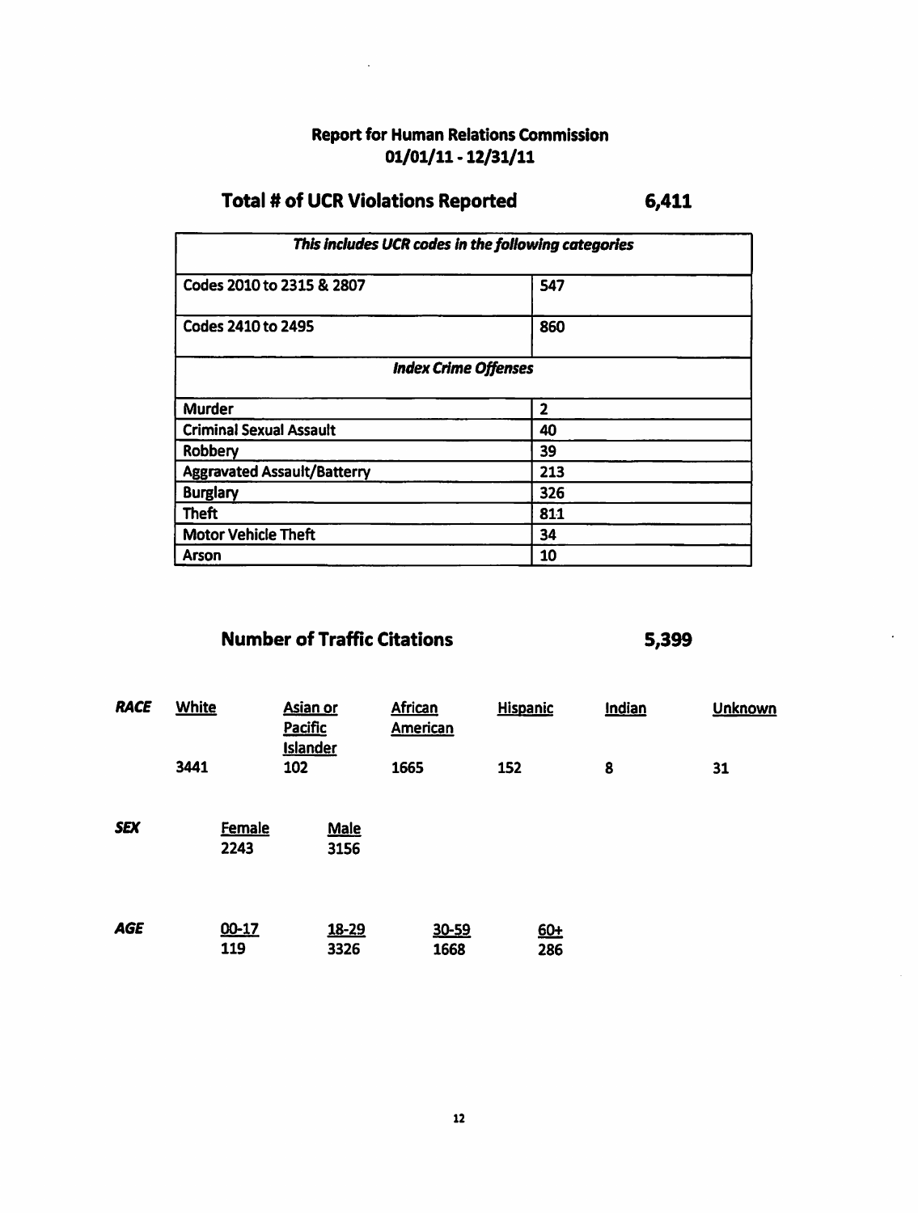## Report for Human Relations Commission
## 01/01/11 - 12/31/11

### Total # of UCR Violations Reported 6,411

| *This includes UCR codes in the following categories* | |
|---|---|
| Codes 2010 to 2315 & 2807 | 547 |
| Codes 2410 to 2495 | 860 |
| ***Index Crime Offenses*** | |
| Murder | 2 |
| Criminal Sexual Assault | 40 |
| Robbery | 39 |
| Aggravated Assault/Batterry | 213 |
| Burglary | 326 |
| Theft | 811 |
| Motor Vehicle Theft | 34 |
| Arson | 10 |

### Number of Traffic Citations 5,399

| ***RACE*** | White | Asian or Pacific Islander | African American | Hispanic | Indian | Unknown |
|---|---|---|---|---|---|---|
| | 3441 | 102 | 1665 | 152 | 8 | 31 |

| ***SEX*** | Female | Male |
|---|---|---|
| | 2243 | 3156 |

| ***AGE*** | 00-17 | 18-29 | 30-59 | 60+ |
|---|---|---|---|---|
| | 119 | 3326 | 1668 | 286 |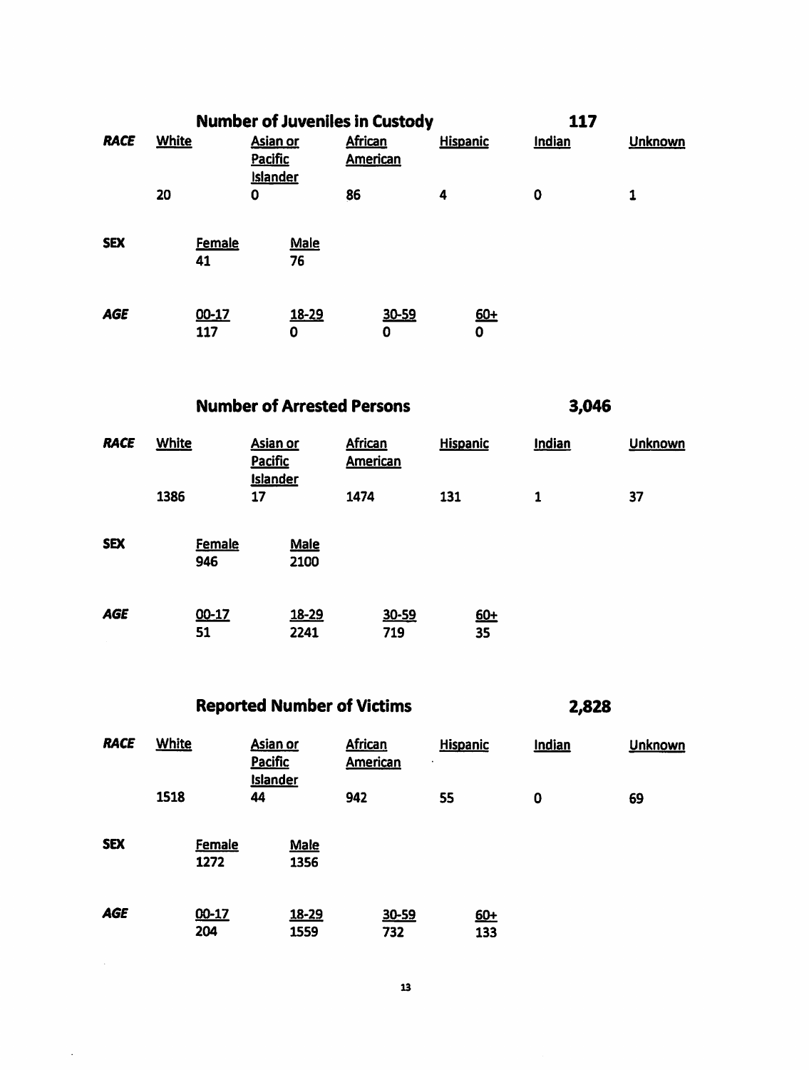## Number of Juveniles in Custody — 117

| ***RACE*** | White | Asian or Pacific Islander | African American | Hispanic | Indian | Unknown |
|---|---|---|---|---|---|---|
| | 20 | 0 | 86 | 4 | 0 | 1 |

| **SEX** | Female | Male |
|---|---|---|
| | 41 | 76 |

| ***AGE*** | 00-17 | 18-29 | 30-59 | 60+ |
|---|---|---|---|---|
| | 117 | 0 | 0 | 0 |

## Number of Arrested Persons — 3,046

| ***RACE*** | White | Asian or Pacific Islander | African American | Hispanic | Indian | Unknown |
|---|---|---|---|---|---|---|
| | 1386 | 17 | 1474 | 131 | 1 | 37 |

| **SEX** | Female | Male |
|---|---|---|
| | 946 | 2100 |

| ***AGE*** | 00-17 | 18-29 | 30-59 | 60+ |
|---|---|---|---|---|
| | 51 | 2241 | 719 | 35 |

## Reported Number of Victims — 2,828

| ***RACE*** | White | Asian or Pacific Islander | African American | Hispanic | Indian | Unknown |
|---|---|---|---|---|---|---|
| | 1518 | 44 | 942 | 55 | 0 | 69 |

| **SEX** | Female | Male |
|---|---|---|
| | 1272 | 1356 |

| ***AGE*** | 00-17 | 18-29 | 30-59 | 60+ |
|---|---|---|---|---|
| | 204 | 1559 | 732 | 133 |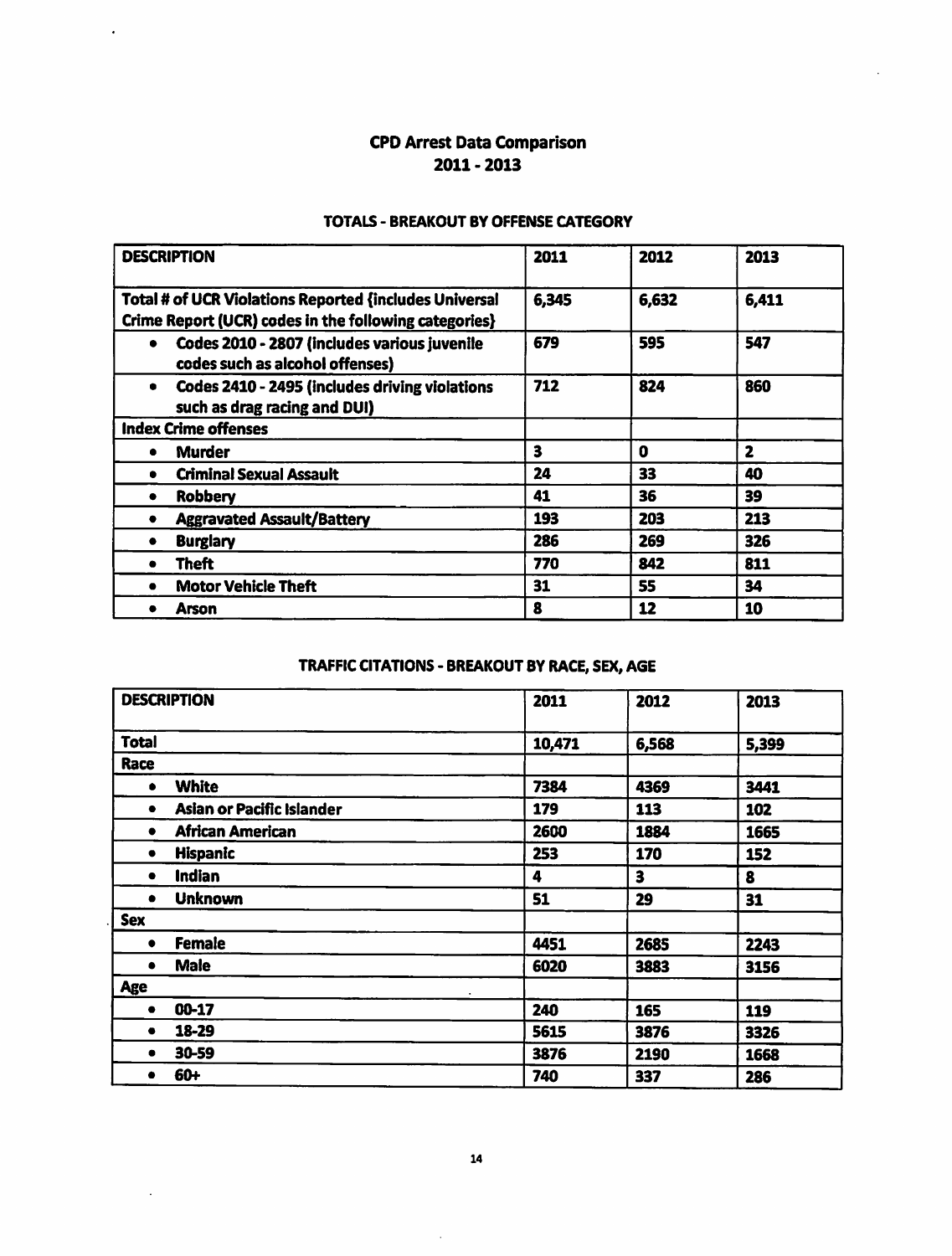# CPD Arrest Data Comparison
# 2011 - 2013

## TOTALS - BREAKOUT BY OFFENSE CATEGORY

| DESCRIPTION | 2011 | 2012 | 2013 |
|---|---|---|---|
| **Total # of UCR Violations Reported {includes Universal Crime Report (UCR) codes in the following categories}** | **6,345** | **6,632** | **6,411** |
| • **Codes 2010 - 2807 (includes various juvenile codes such as alcohol offenses)** | **679** | **595** | **547** |
| • **Codes 2410 - 2495 (includes driving violations such as drag racing and DUI)** | **712** | **824** | **860** |
| **Index Crime offenses** | | | |
| • **Murder** | **3** | **0** | **2** |
| • **Criminal Sexual Assault** | **24** | **33** | **40** |
| • **Robbery** | **41** | **36** | **39** |
| • **Aggravated Assault/Battery** | **193** | **203** | **213** |
| • **Burglary** | **286** | **269** | **326** |
| • **Theft** | **770** | **842** | **811** |
| • **Motor Vehicle Theft** | **31** | **55** | **34** |
| • **Arson** | **8** | **12** | **10** |

## TRAFFIC CITATIONS - BREAKOUT BY RACE, SEX, AGE

| DESCRIPTION | 2011 | 2012 | 2013 |
|---|---|---|---|
| **Total** | **10,471** | **6,568** | **5,399** |
| **Race** | | | |
| • **White** | **7384** | **4369** | **3441** |
| • **Asian or Pacific Islander** | **179** | **113** | **102** |
| • **African American** | **2600** | **1884** | **1665** |
| • **Hispanic** | **253** | **170** | **152** |
| • **Indian** | **4** | **3** | **8** |
| • **Unknown** | **51** | **29** | **31** |
| **Sex** | | | |
| • **Female** | **4451** | **2685** | **2243** |
| • **Male** | **6020** | **3883** | **3156** |
| **Age** | | | |
| • **00-17** | **240** | **165** | **119** |
| • **18-29** | **5615** | **3876** | **3326** |
| • **30-59** | **3876** | **2190** | **1668** |
| • **60+** | **740** | **337** | **286** |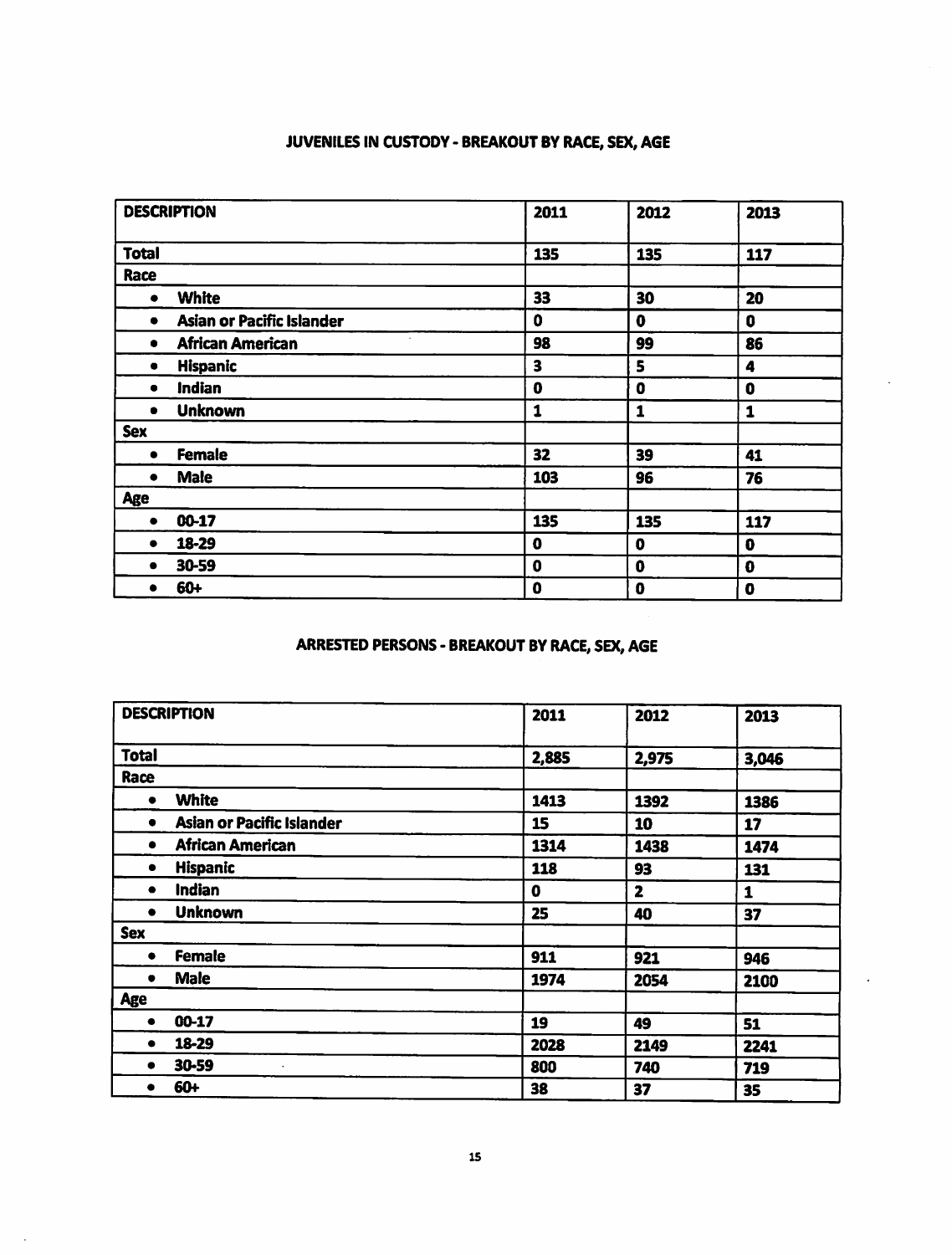## JUVENILES IN CUSTODY - BREAKOUT BY RACE, SEX, AGE

| DESCRIPTION | 2011 | 2012 | 2013 |
|---|---|---|---|
| **Total** | **135** | **135** | **117** |
| **Race** | | | |
| • White | 33 | 30 | 20 |
| • Asian or Pacific Islander | 0 | 0 | 0 |
| • African American | 98 | 99 | 86 |
| • Hispanic | 3 | 5 | 4 |
| • Indian | 0 | 0 | 0 |
| • Unknown | 1 | 1 | 1 |
| **Sex** | | | |
| • Female | 32 | 39 | 41 |
| • Male | 103 | 96 | 76 |
| **Age** | | | |
| • 00-17 | 135 | 135 | 117 |
| • 18-29 | 0 | 0 | 0 |
| • 30-59 | 0 | 0 | 0 |
| • 60+ | 0 | 0 | 0 |

## ARRESTED PERSONS - BREAKOUT BY RACE, SEX, AGE

| DESCRIPTION | 2011 | 2012 | 2013 |
|---|---|---|---|
| **Total** | **2,885** | **2,975** | **3,046** |
| **Race** | | | |
| • White | 1413 | 1392 | 1386 |
| • Asian or Pacific Islander | 15 | 10 | 17 |
| • African American | 1314 | 1438 | 1474 |
| • Hispanic | 118 | 93 | 131 |
| • Indian | 0 | 2 | 1 |
| • Unknown | 25 | 40 | 37 |
| **Sex** | | | |
| • Female | 911 | 921 | 946 |
| • Male | 1974 | 2054 | 2100 |
| **Age** | | | |
| • 00-17 | 19 | 49 | 51 |
| • 18-29 | 2028 | 2149 | 2241 |
| • 30-59 | 800 | 740 | 719 |
| • 60+ | 38 | 37 | 35 |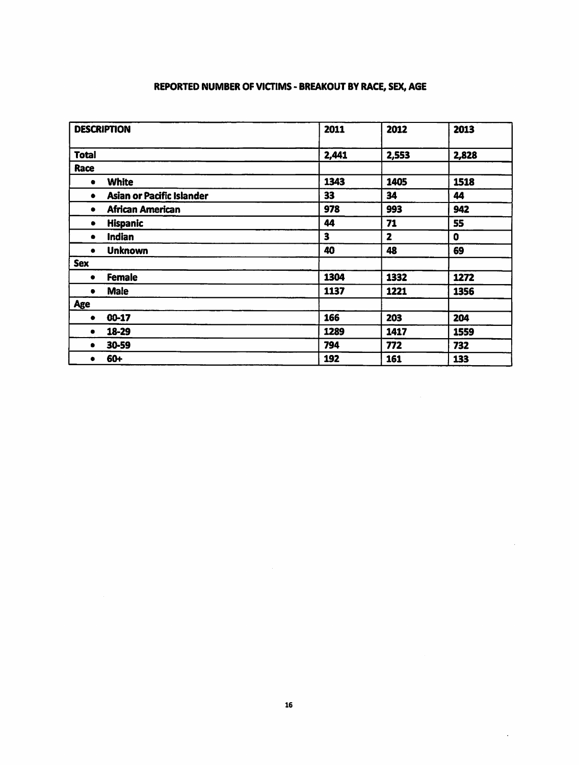## REPORTED NUMBER OF VICTIMS - BREAKOUT BY RACE, SEX, AGE

| DESCRIPTION | 2011 | 2012 | 2013 |
|---|---|---|---|
| **Total** | **2,441** | **2,553** | **2,828** |
| **Race** | | | |
| • **White** | **1343** | **1405** | **1518** |
| • **Asian or Pacific Islander** | **33** | **34** | **44** |
| • **African American** | **978** | **993** | **942** |
| • **Hispanic** | **44** | **71** | **55** |
| • **Indian** | **3** | **2** | **0** |
| • **Unknown** | **40** | **48** | **69** |
| **Sex** | | | |
| • **Female** | **1304** | **1332** | **1272** |
| • **Male** | **1137** | **1221** | **1356** |
| **Age** | | | |
| • **00-17** | **166** | **203** | **204** |
| • **18-29** | **1289** | **1417** | **1559** |
| • **30-59** | **794** | **772** | **732** |
| • **60+** | **192** | **161** | **133** |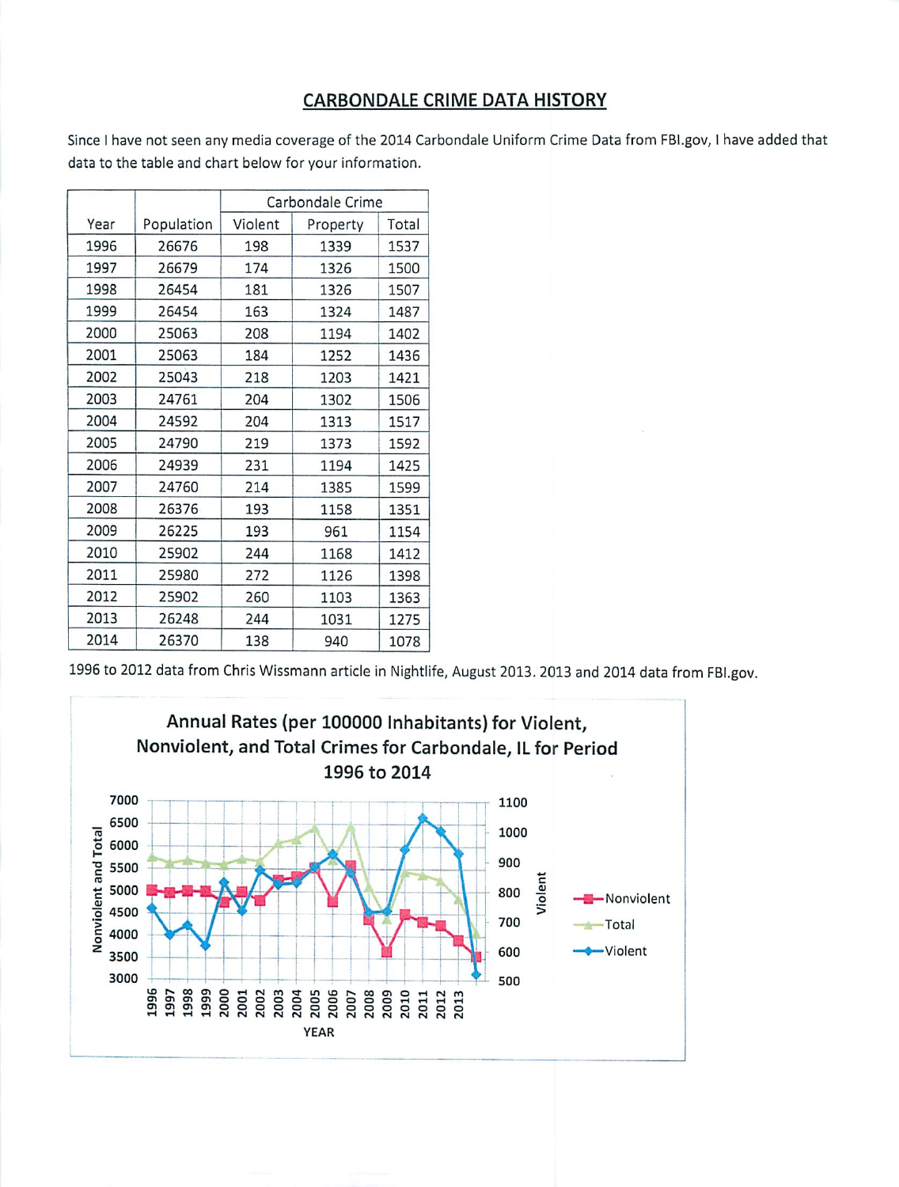## CARBONDALE CRIME DATA HISTORY

Since I have not seen any media coverage of the 2014 Carbondale Uniform Crime Data from FBI.gov, I have added that data to the table and chart below for your information.

| Year | Population | Carbondale Crime | | |
|---|---|---|---|---|
| | | Violent | Property | Total |
| 1996 | 26676 | 198 | 1339 | 1537 |
| 1997 | 26679 | 174 | 1326 | 1500 |
| 1998 | 26454 | 181 | 1326 | 1507 |
| 1999 | 26454 | 163 | 1324 | 1487 |
| 2000 | 25063 | 208 | 1194 | 1402 |
| 2001 | 25063 | 184 | 1252 | 1436 |
| 2002 | 25043 | 218 | 1203 | 1421 |
| 2003 | 24761 | 204 | 1302 | 1506 |
| 2004 | 24592 | 204 | 1313 | 1517 |
| 2005 | 24790 | 219 | 1373 | 1592 |
| 2006 | 24939 | 231 | 1194 | 1425 |
| 2007 | 24760 | 214 | 1385 | 1599 |
| 2008 | 26376 | 193 | 1158 | 1351 |
| 2009 | 26225 | 193 | 961 | 1154 |
| 2010 | 25902 | 244 | 1168 | 1412 |
| 2011 | 25980 | 272 | 1126 | 1398 |
| 2012 | 25902 | 260 | 1103 | 1363 |
| 2013 | 26248 | 244 | 1031 | 1275 |
| 2014 | 26370 | 138 | 940 | 1078 |

1996 to 2012 data from Chris Wissmann article in Nightlife, August 2013. 2013 and 2014 data from FBI.gov.

**Annual Rates (per 100000 Inhabitants) for Violent, Nonviolent, and Total Crimes for Carbondale, IL for Period 1996 to 2014**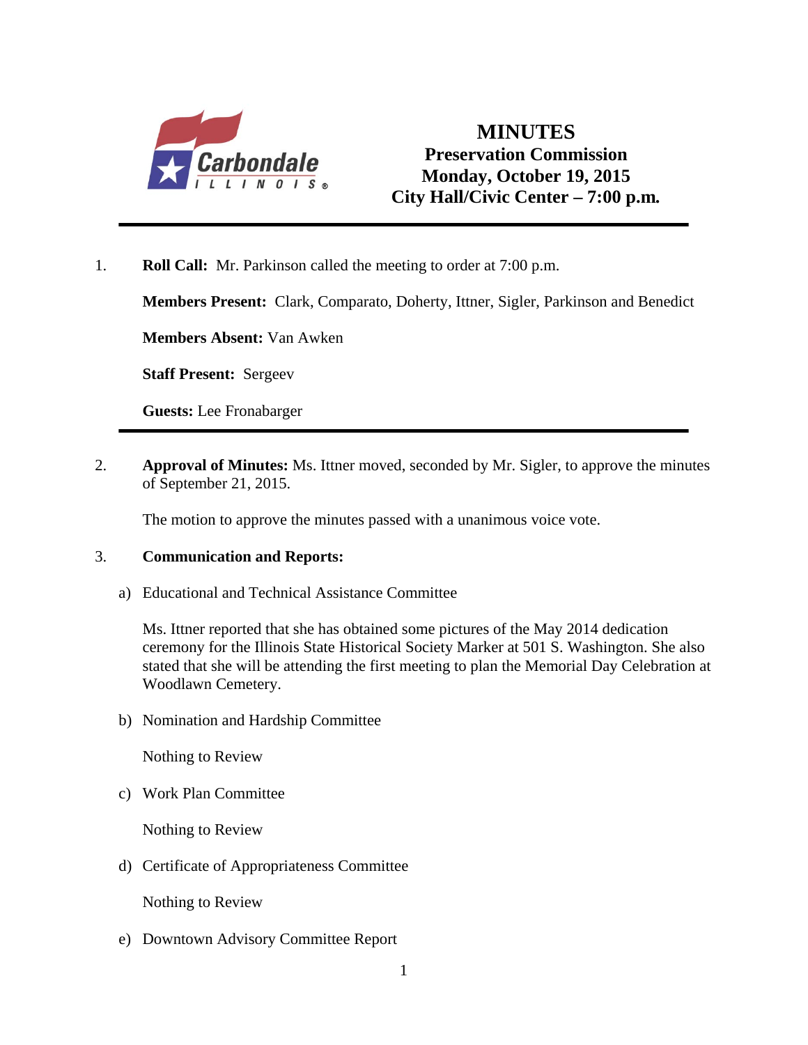# MINUTES

## Preservation Commission

### Monday, October 19, 2015

### City Hall/Civic Center – 7:00 p.m.

---

1. **Roll Call:** Mr. Parkinson called the meeting to order at 7:00 p.m.

   **Members Present:** Clark, Comparato, Doherty, Ittner, Sigler, Parkinson and Benedict

   **Members Absent:** Van Awken

   **Staff Present:** Sergeev

   **Guests:** Lee Fronabarger

---

2. **Approval of Minutes:** Ms. Ittner moved, seconded by Mr. Sigler, to approve the minutes of September 21, 2015.

   The motion to approve the minutes passed with a unanimous voice vote.

3. **Communication and Reports:**

   a) Educational and Technical Assistance Committee

   Ms. Ittner reported that she has obtained some pictures of the May 2014 dedication ceremony for the Illinois State Historical Society Marker at 501 S. Washington. She also stated that she will be attending the first meeting to plan the Memorial Day Celebration at Woodlawn Cemetery.

   b) Nomination and Hardship Committee

   Nothing to Review

   c) Work Plan Committee

   Nothing to Review

   d) Certificate of Appropriateness Committee

   Nothing to Review

   e) Downtown Advisory Committee Report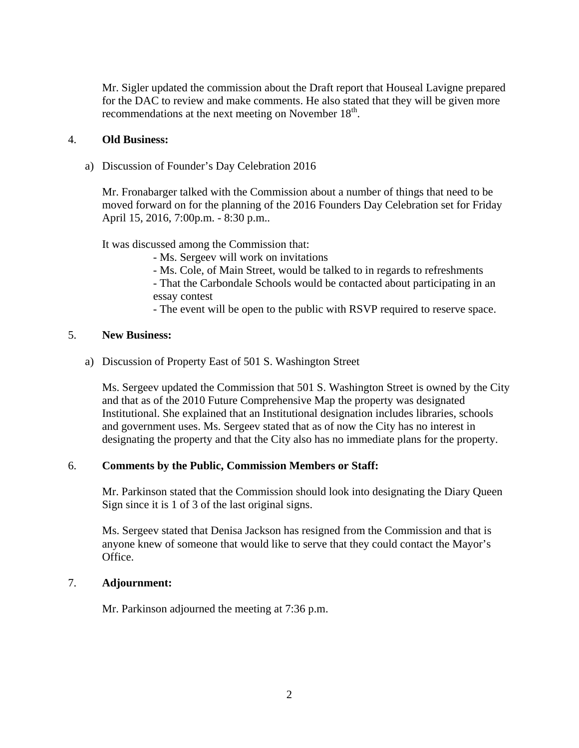Mr. Sigler updated the commission about the Draft report that Houseal Lavigne prepared for the DAC to review and make comments. He also stated that they will be given more recommendations at the next meeting on November 18th.

4. **Old Business:**

a) Discussion of Founder's Day Celebration 2016

Mr. Fronabarger talked with the Commission about a number of things that need to be moved forward on for the planning of the 2016 Founders Day Celebration set for Friday April 15, 2016, 7:00p.m. - 8:30 p.m..

It was discussed among the Commission that:

- Ms. Sergeev will work on invitations
- Ms. Cole, of Main Street, would be talked to in regards to refreshments
- That the Carbondale Schools would be contacted about participating in an essay contest
- The event will be open to the public with RSVP required to reserve space.

5. **New Business:**

a) Discussion of Property East of 501 S. Washington Street

Ms. Sergeev updated the Commission that 501 S. Washington Street is owned by the City and that as of the 2010 Future Comprehensive Map the property was designated Institutional. She explained that an Institutional designation includes libraries, schools and government uses. Ms. Sergeev stated that as of now the City has no interest in designating the property and that the City also has no immediate plans for the property.

6. **Comments by the Public, Commission Members or Staff:**

Mr. Parkinson stated that the Commission should look into designating the Diary Queen Sign since it is 1 of 3 of the last original signs.

Ms. Sergeev stated that Denisa Jackson has resigned from the Commission and that is anyone knew of someone that would like to serve that they could contact the Mayor's Office.

7. **Adjournment:**

Mr. Parkinson adjourned the meeting at 7:36 p.m.